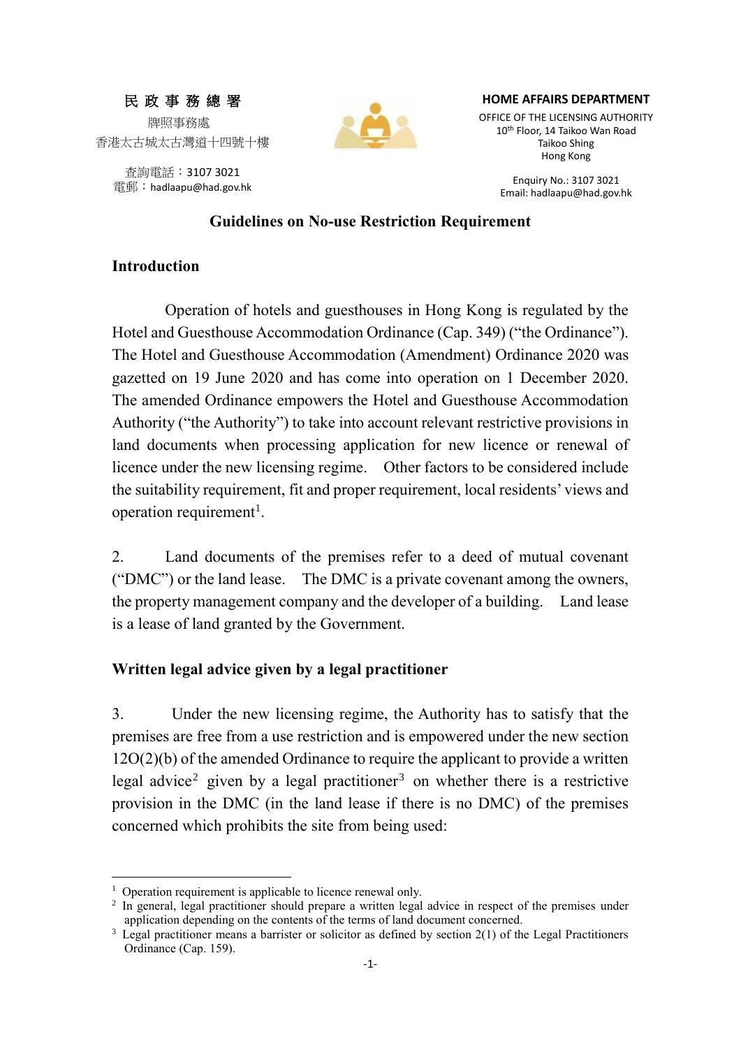民 政 事 務 總 署
牌照事務處
香港太古城太古灣道十四號十樓

查詢電話：3107 3021
電郵：hadlaapu@had.gov.hk

**HOME AFFAIRS DEPARTMENT**
OFFICE OF THE LICENSING AUTHORITY
10th Floor, 14 Taikoo Wan Road
Taikoo Shing
Hong Kong

Enquiry No.: 3107 3021
Email: hadlaapu@had.gov.hk

# Guidelines on No-use Restriction Requirement

## Introduction

Operation of hotels and guesthouses in Hong Kong is regulated by the Hotel and Guesthouse Accommodation Ordinance (Cap. 349) ("the Ordinance"). The Hotel and Guesthouse Accommodation (Amendment) Ordinance 2020 was gazetted on 19 June 2020 and has come into operation on 1 December 2020. The amended Ordinance empowers the Hotel and Guesthouse Accommodation Authority ("the Authority") to take into account relevant restrictive provisions in land documents when processing application for new licence or renewal of licence under the new licensing regime. Other factors to be considered include the suitability requirement, fit and proper requirement, local residents' views and operation requirement[1].

2. Land documents of the premises refer to a deed of mutual covenant ("DMC") or the land lease. The DMC is a private covenant among the owners, the property management company and the developer of a building. Land lease is a lease of land granted by the Government.

## Written legal advice given by a legal practitioner

3. Under the new licensing regime, the Authority has to satisfy that the premises are free from a use restriction and is empowered under the new section 12O(2)(b) of the amended Ordinance to require the applicant to provide a written legal advice[2] given by a legal practitioner[3] on whether there is a restrictive provision in the DMC (in the land lease if there is no DMC) of the premises concerned which prohibits the site from being used:

---

[1] Operation requirement is applicable to licence renewal only.

[2] In general, legal practitioner should prepare a written legal advice in respect of the premises under application depending on the contents of the terms of land document concerned.

[3] Legal practitioner means a barrister or solicitor as defined by section 2(1) of the Legal Practitioners Ordinance (Cap. 159).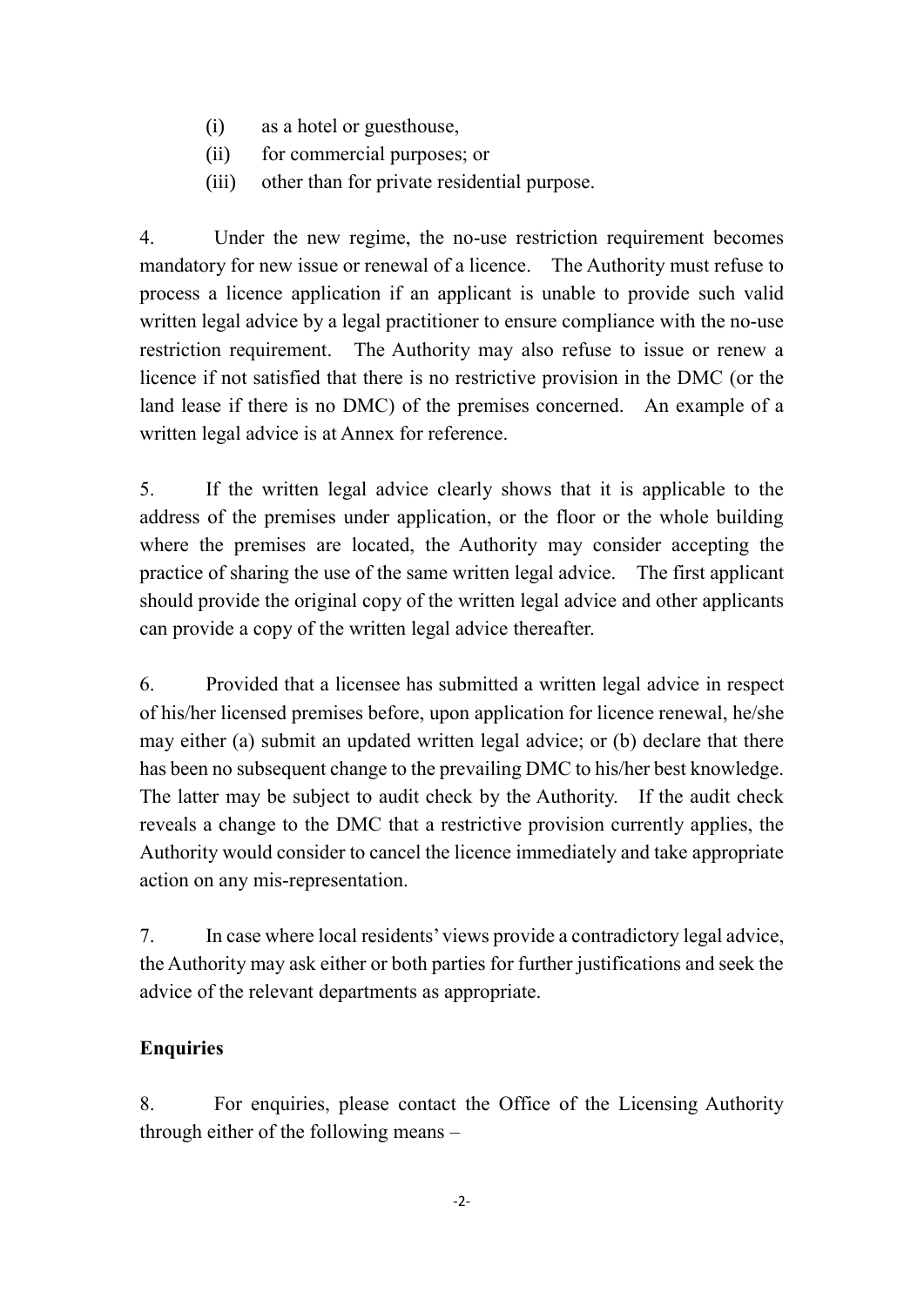(i) as a hotel or guesthouse,
(ii) for commercial purposes; or
(iii) other than for private residential purpose.

4. Under the new regime, the no-use restriction requirement becomes mandatory for new issue or renewal of a licence. The Authority must refuse to process a licence application if an applicant is unable to provide such valid written legal advice by a legal practitioner to ensure compliance with the no-use restriction requirement. The Authority may also refuse to issue or renew a licence if not satisfied that there is no restrictive provision in the DMC (or the land lease if there is no DMC) of the premises concerned. An example of a written legal advice is at Annex for reference.

5. If the written legal advice clearly shows that it is applicable to the address of the premises under application, or the floor or the whole building where the premises are located, the Authority may consider accepting the practice of sharing the use of the same written legal advice. The first applicant should provide the original copy of the written legal advice and other applicants can provide a copy of the written legal advice thereafter.

6. Provided that a licensee has submitted a written legal advice in respect of his/her licensed premises before, upon application for licence renewal, he/she may either (a) submit an updated written legal advice; or (b) declare that there has been no subsequent change to the prevailing DMC to his/her best knowledge. The latter may be subject to audit check by the Authority. If the audit check reveals a change to the DMC that a restrictive provision currently applies, the Authority would consider to cancel the licence immediately and take appropriate action on any mis-representation.

7. In case where local residents' views provide a contradictory legal advice, the Authority may ask either or both parties for further justifications and seek the advice of the relevant departments as appropriate.

**Enquiries**

8. For enquiries, please contact the Office of the Licensing Authority through either of the following means –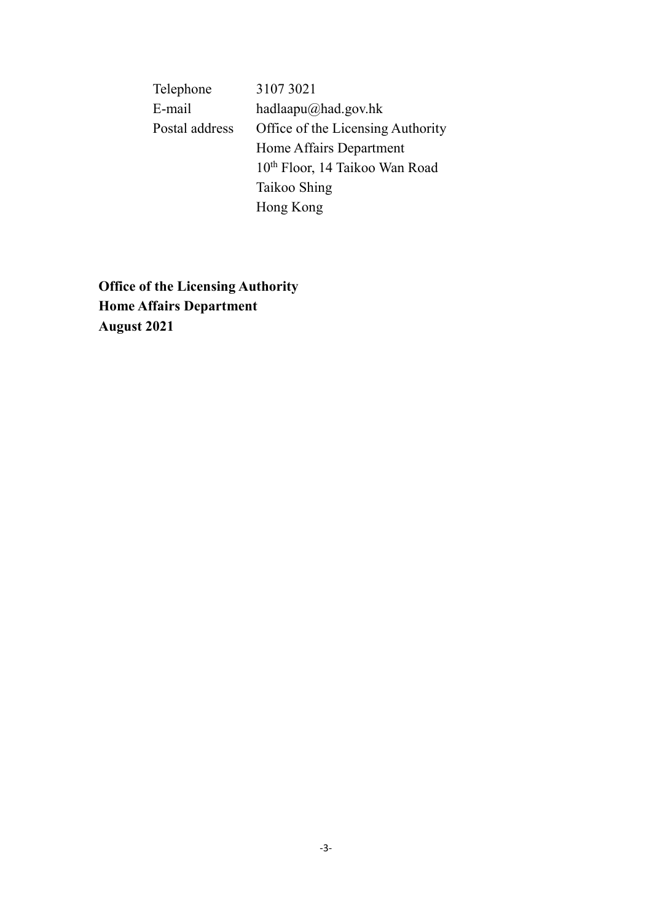| | |
|---|---|
| Telephone | 3107 3021 |
| E-mail | hadlaapu@had.gov.hk |
| Postal address | Office of the Licensing Authority<br>Home Affairs Department<br>10[th] Floor, 14 Taikoo Wan Road<br>Taikoo Shing<br>Hong Kong |

**Office of the Licensing Authority**
**Home Affairs Department**
**August 2021**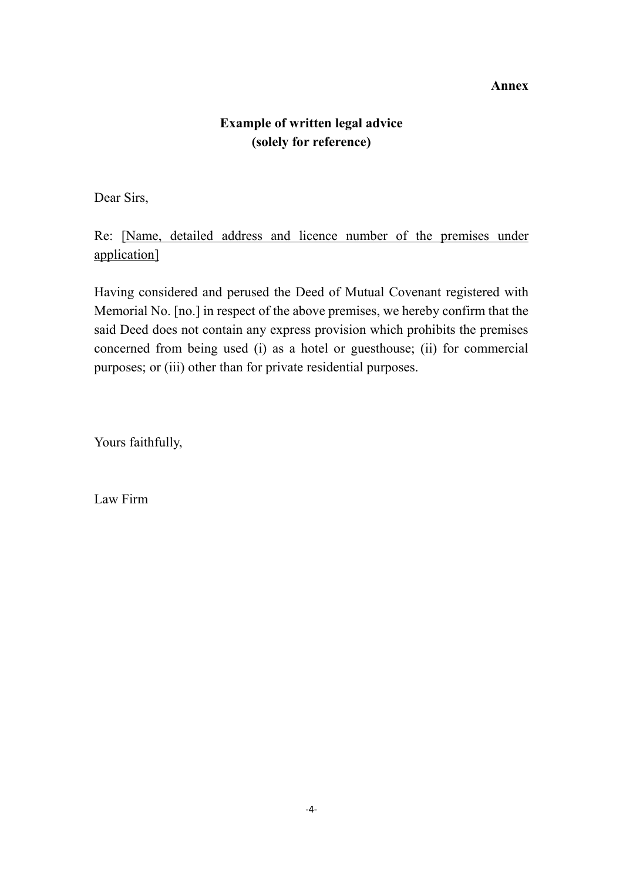**Annex**

**Example of written legal advice**
**(solely for reference)**

Dear Sirs,

Re: <u>[Name, detailed address and licence number of the premises under application]</u>

Having considered and perused the Deed of Mutual Covenant registered with Memorial No. [no.] in respect of the above premises, we hereby confirm that the said Deed does not contain any express provision which prohibits the premises concerned from being used (i) as a hotel or guesthouse; (ii) for commercial purposes; or (iii) other than for private residential purposes.

Yours faithfully,

Law Firm